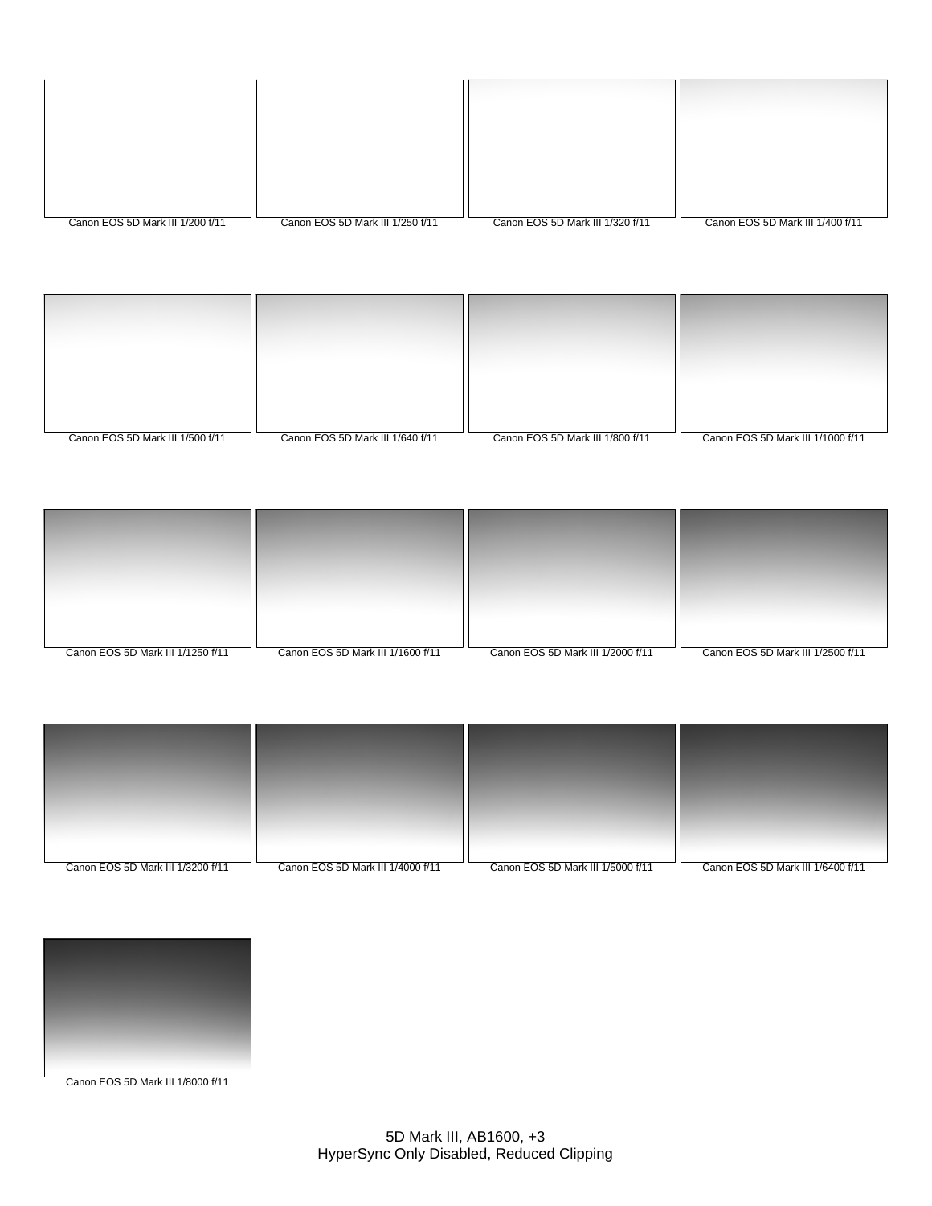Canon EOS 5D Mark III 1/200 f/11

Canon EOS 5D Mark III 1/250 f/11

Canon EOS 5D Mark III 1/320 f/11

Canon EOS 5D Mark III 1/400 f/11

Canon EOS 5D Mark III 1/500 f/11

Canon EOS 5D Mark III 1/640 f/11

Canon EOS 5D Mark III 1/800 f/11

Canon EOS 5D Mark III 1/1000 f/11

Canon EOS 5D Mark III 1/1250 f/11

Canon EOS 5D Mark III 1/1600 f/11

Canon EOS 5D Mark III 1/2000 f/11

Canon EOS 5D Mark III 1/2500 f/11

Canon EOS 5D Mark III 1/3200 f/11

Canon EOS 5D Mark III 1/4000 f/11

Canon EOS 5D Mark III 1/5000 f/11

Canon EOS 5D Mark III 1/6400 f/11

Canon EOS 5D Mark III 1/8000 f/11

5D Mark III, AB1600, +3
HyperSync Only Disabled, Reduced Clipping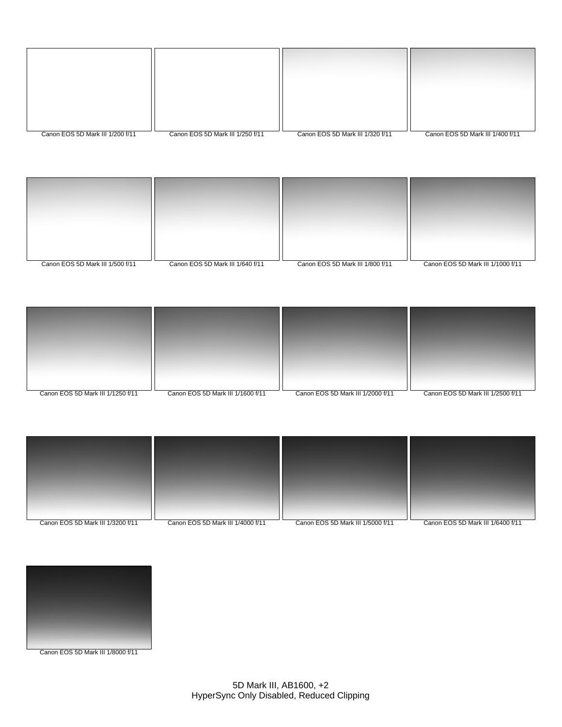Canon EOS 5D Mark III 1/200 f/11

Canon EOS 5D Mark III 1/250 f/11

Canon EOS 5D Mark III 1/320 f/11

Canon EOS 5D Mark III 1/400 f/11

Canon EOS 5D Mark III 1/500 f/11

Canon EOS 5D Mark III 1/640 f/11

Canon EOS 5D Mark III 1/800 f/11

Canon EOS 5D Mark III 1/1000 f/11

Canon EOS 5D Mark III 1/1250 f/11

Canon EOS 5D Mark III 1/1600 f/11

Canon EOS 5D Mark III 1/2000 f/11

Canon EOS 5D Mark III 1/2500 f/11

Canon EOS 5D Mark III 1/3200 f/11

Canon EOS 5D Mark III 1/4000 f/11

Canon EOS 5D Mark III 1/5000 f/11

Canon EOS 5D Mark III 1/6400 f/11

Canon EOS 5D Mark III 1/8000 f/11

5D Mark III, AB1600, +2
HyperSync Only Disabled, Reduced Clipping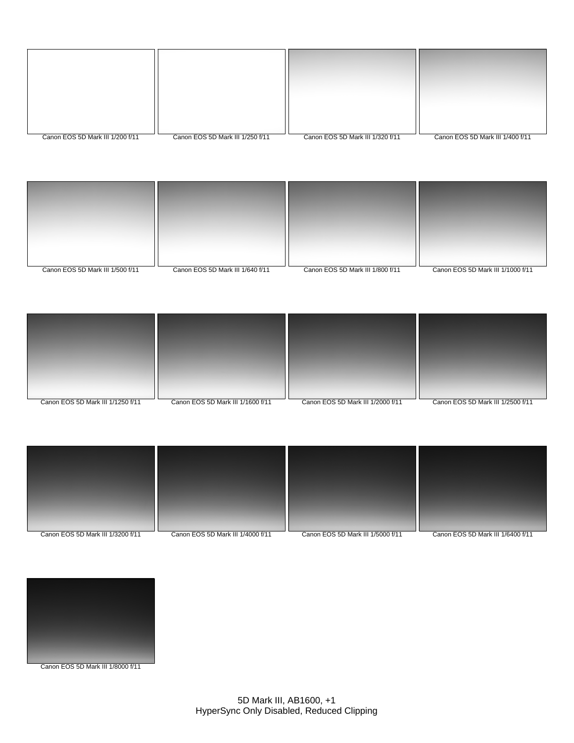Canon EOS 5D Mark III 1/200 f/11

Canon EOS 5D Mark III 1/250 f/11

Canon EOS 5D Mark III 1/320 f/11

Canon EOS 5D Mark III 1/400 f/11

Canon EOS 5D Mark III 1/500 f/11

Canon EOS 5D Mark III 1/640 f/11

Canon EOS 5D Mark III 1/800 f/11

Canon EOS 5D Mark III 1/1000 f/11

Canon EOS 5D Mark III 1/1250 f/11

Canon EOS 5D Mark III 1/1600 f/11

Canon EOS 5D Mark III 1/2000 f/11

Canon EOS 5D Mark III 1/2500 f/11

Canon EOS 5D Mark III 1/3200 f/11

Canon EOS 5D Mark III 1/4000 f/11

Canon EOS 5D Mark III 1/5000 f/11

Canon EOS 5D Mark III 1/6400 f/11

Canon EOS 5D Mark III 1/8000 f/11

5D Mark III, AB1600, +1
HyperSync Only Disabled, Reduced Clipping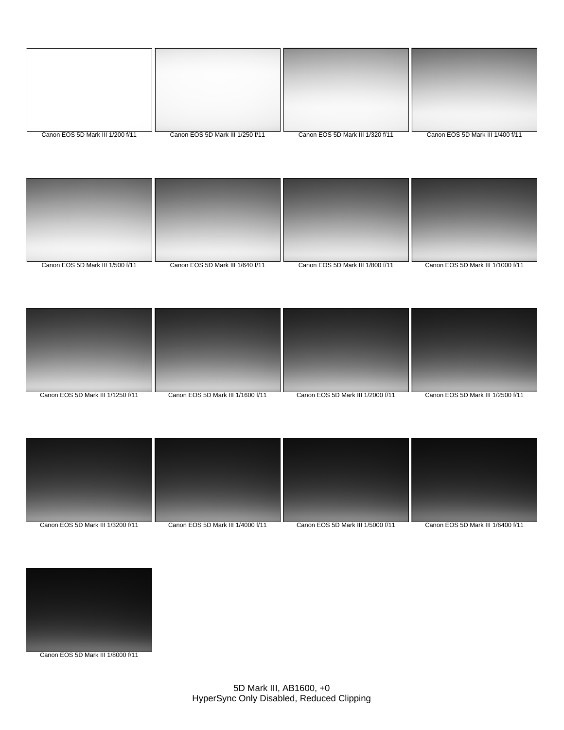Canon EOS 5D Mark III 1/200 f/11

Canon EOS 5D Mark III 1/250 f/11

Canon EOS 5D Mark III 1/320 f/11

Canon EOS 5D Mark III 1/400 f/11

Canon EOS 5D Mark III 1/500 f/11

Canon EOS 5D Mark III 1/640 f/11

Canon EOS 5D Mark III 1/800 f/11

Canon EOS 5D Mark III 1/1000 f/11

Canon EOS 5D Mark III 1/1250 f/11

Canon EOS 5D Mark III 1/1600 f/11

Canon EOS 5D Mark III 1/2000 f/11

Canon EOS 5D Mark III 1/2500 f/11

Canon EOS 5D Mark III 1/3200 f/11

Canon EOS 5D Mark III 1/4000 f/11

Canon EOS 5D Mark III 1/5000 f/11

Canon EOS 5D Mark III 1/6400 f/11

Canon EOS 5D Mark III 1/8000 f/11

5D Mark III, AB1600, +0
HyperSync Only Disabled, Reduced Clipping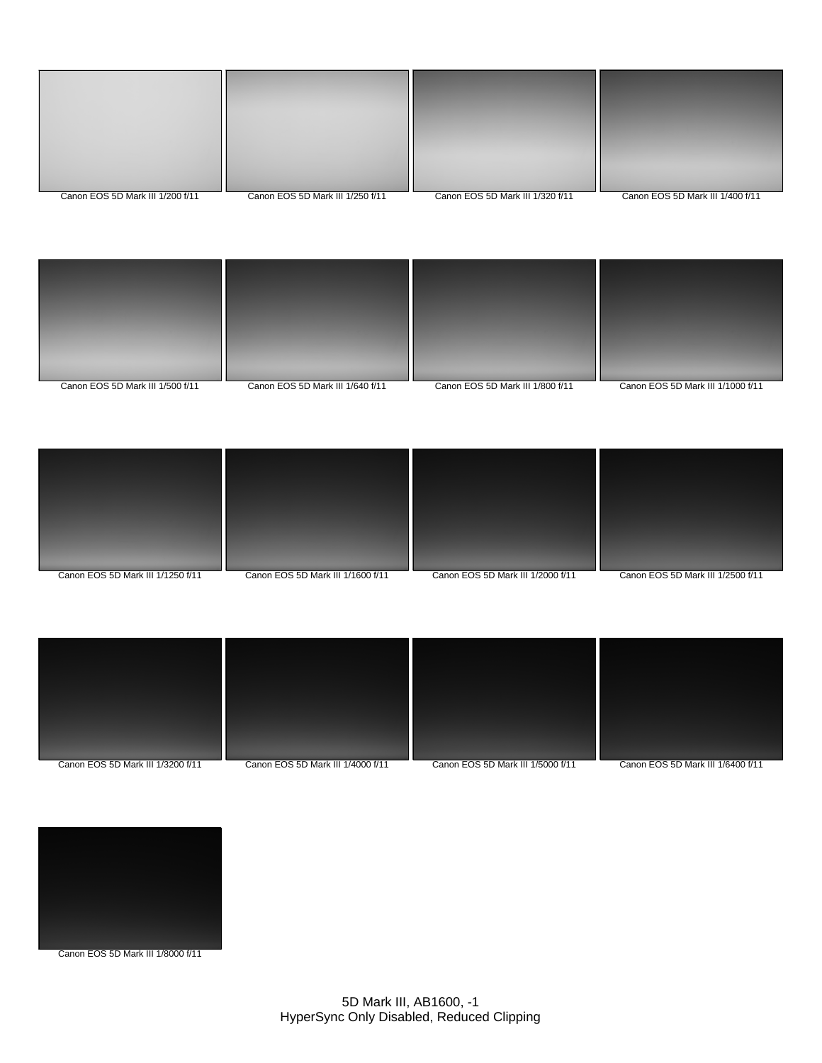Canon EOS 5D Mark III 1/200 f/11

Canon EOS 5D Mark III 1/250 f/11

Canon EOS 5D Mark III 1/320 f/11

Canon EOS 5D Mark III 1/400 f/11

Canon EOS 5D Mark III 1/500 f/11

Canon EOS 5D Mark III 1/640 f/11

Canon EOS 5D Mark III 1/800 f/11

Canon EOS 5D Mark III 1/1000 f/11

Canon EOS 5D Mark III 1/1250 f/11

Canon EOS 5D Mark III 1/1600 f/11

Canon EOS 5D Mark III 1/2000 f/11

Canon EOS 5D Mark III 1/2500 f/11

Canon EOS 5D Mark III 1/3200 f/11

Canon EOS 5D Mark III 1/4000 f/11

Canon EOS 5D Mark III 1/5000 f/11

Canon EOS 5D Mark III 1/6400 f/11

Canon EOS 5D Mark III 1/8000 f/11

5D Mark III, AB1600, -1
HyperSync Only Disabled, Reduced Clipping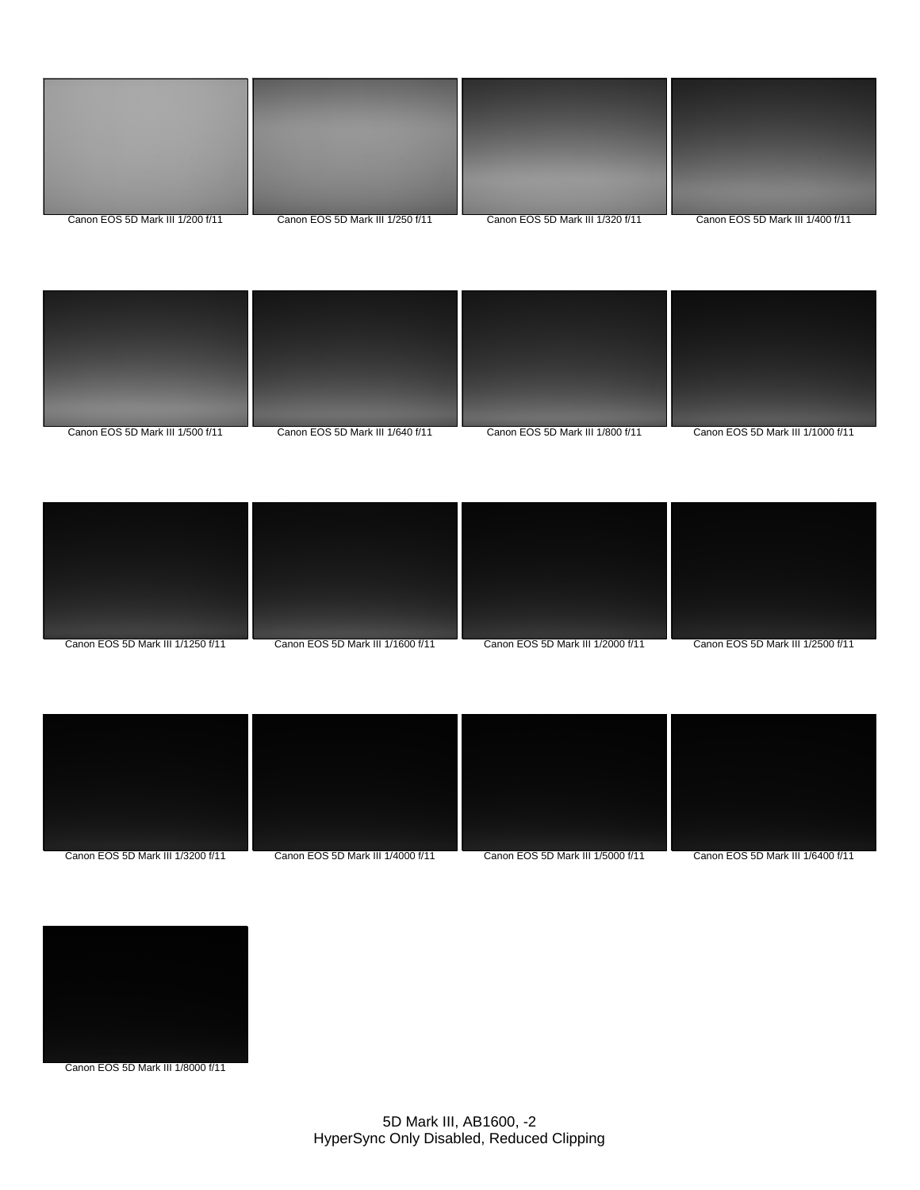Canon EOS 5D Mark III 1/200 f/11

Canon EOS 5D Mark III 1/250 f/11

Canon EOS 5D Mark III 1/320 f/11

Canon EOS 5D Mark III 1/400 f/11

Canon EOS 5D Mark III 1/500 f/11

Canon EOS 5D Mark III 1/640 f/11

Canon EOS 5D Mark III 1/800 f/11

Canon EOS 5D Mark III 1/1000 f/11

Canon EOS 5D Mark III 1/1250 f/11

Canon EOS 5D Mark III 1/1600 f/11

Canon EOS 5D Mark III 1/2000 f/11

Canon EOS 5D Mark III 1/2500 f/11

Canon EOS 5D Mark III 1/3200 f/11

Canon EOS 5D Mark III 1/4000 f/11

Canon EOS 5D Mark III 1/5000 f/11

Canon EOS 5D Mark III 1/6400 f/11

Canon EOS 5D Mark III 1/8000 f/11

5D Mark III, AB1600, -2
HyperSync Only Disabled, Reduced Clipping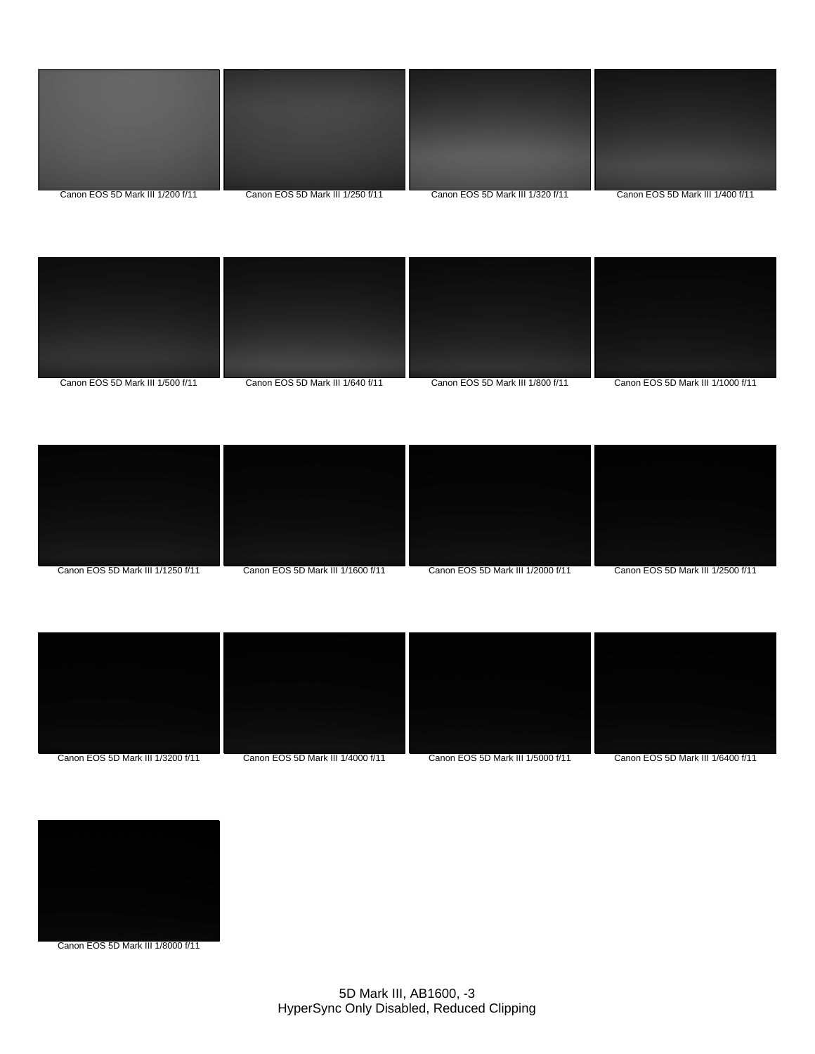Canon EOS 5D Mark III 1/200 f/11

Canon EOS 5D Mark III 1/250 f/11

Canon EOS 5D Mark III 1/320 f/11

Canon EOS 5D Mark III 1/400 f/11

Canon EOS 5D Mark III 1/500 f/11

Canon EOS 5D Mark III 1/640 f/11

Canon EOS 5D Mark III 1/800 f/11

Canon EOS 5D Mark III 1/1000 f/11

Canon EOS 5D Mark III 1/1250 f/11

Canon EOS 5D Mark III 1/1600 f/11

Canon EOS 5D Mark III 1/2000 f/11

Canon EOS 5D Mark III 1/2500 f/11

Canon EOS 5D Mark III 1/3200 f/11

Canon EOS 5D Mark III 1/4000 f/11

Canon EOS 5D Mark III 1/5000 f/11

Canon EOS 5D Mark III 1/6400 f/11

Canon EOS 5D Mark III 1/8000 f/11

5D Mark III, AB1600, -3
HyperSync Only Disabled, Reduced Clipping